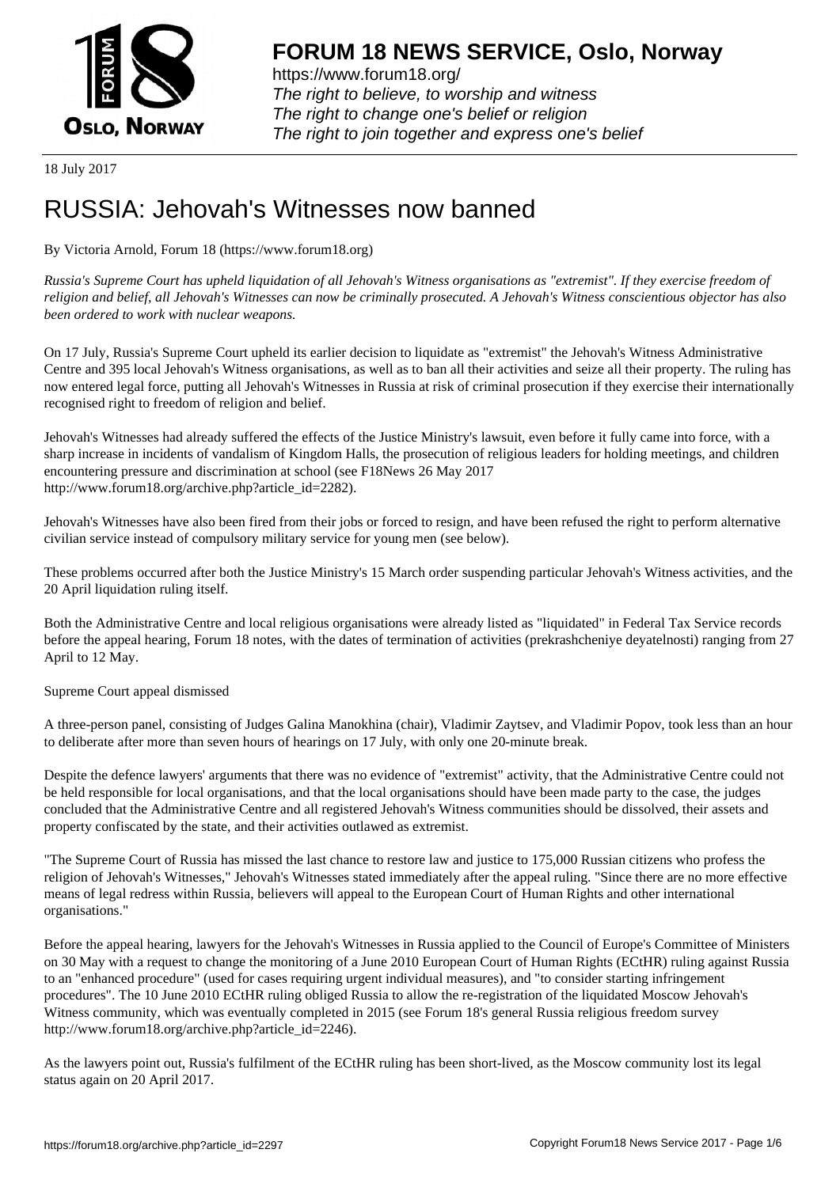18 July 2017

# RUSSIA: Jehovah's Witnesses now banned

By Victoria Arnold, Forum 18 (https://www.forum18.org)

*Russia's Supreme Court has upheld liquidation of all Jehovah's Witness organisations as "extremist". If they exercise freedom of religion and belief, all Jehovah's Witnesses can now be criminally prosecuted. A Jehovah's Witness conscientious objector has also been ordered to work with nuclear weapons.*

On 17 July, Russia's Supreme Court upheld its earlier decision to liquidate as "extremist" the Jehovah's Witness Administrative Centre and 395 local Jehovah's Witness organisations, as well as to ban all their activities and seize all their property. The ruling has now entered legal force, putting all Jehovah's Witnesses in Russia at risk of criminal prosecution if they exercise their internationally recognised right to freedom of religion and belief.

Jehovah's Witnesses had already suffered the effects of the Justice Ministry's lawsuit, even before it fully came into force, with a sharp increase in incidents of vandalism of Kingdom Halls, the prosecution of religious leaders for holding meetings, and children encountering pressure and discrimination at school (see F18News 26 May 2017 http://www.forum18.org/archive.php?article_id=2282).

Jehovah's Witnesses have also been fired from their jobs or forced to resign, and have been refused the right to perform alternative civilian service instead of compulsory military service for young men (see below).

These problems occurred after both the Justice Ministry's 15 March order suspending particular Jehovah's Witness activities, and the 20 April liquidation ruling itself.

Both the Administrative Centre and local religious organisations were already listed as "liquidated" in Federal Tax Service records before the appeal hearing, Forum 18 notes, with the dates of termination of activities (prekrashcheniye deyatelnosti) ranging from 27 April to 12 May.

Supreme Court appeal dismissed

A three-person panel, consisting of Judges Galina Manokhina (chair), Vladimir Zaytsev, and Vladimir Popov, took less than an hour to deliberate after more than seven hours of hearings on 17 July, with only one 20-minute break.

Despite the defence lawyers' arguments that there was no evidence of "extremist" activity, that the Administrative Centre could not be held responsible for local organisations, and that the local organisations should have been made party to the case, the judges concluded that the Administrative Centre and all registered Jehovah's Witness communities should be dissolved, their assets and property confiscated by the state, and their activities outlawed as extremist.

"The Supreme Court of Russia has missed the last chance to restore law and justice to 175,000 Russian citizens who profess the religion of Jehovah's Witnesses," Jehovah's Witnesses stated immediately after the appeal ruling. "Since there are no more effective means of legal redress within Russia, believers will appeal to the European Court of Human Rights and other international organisations."

Before the appeal hearing, lawyers for the Jehovah's Witnesses in Russia applied to the Council of Europe's Committee of Ministers on 30 May with a request to change the monitoring of a June 2010 European Court of Human Rights (ECtHR) ruling against Russia to an "enhanced procedure" (used for cases requiring urgent individual measures), and "to consider starting infringement procedures". The 10 June 2010 ECtHR ruling obliged Russia to allow the re-registration of the liquidated Moscow Jehovah's Witness community, which was eventually completed in 2015 (see Forum 18's general Russia religious freedom survey http://www.forum18.org/archive.php?article_id=2246).

As the lawyers point out, Russia's fulfilment of the ECtHR ruling has been short-lived, as the Moscow community lost its legal status again on 20 April 2017.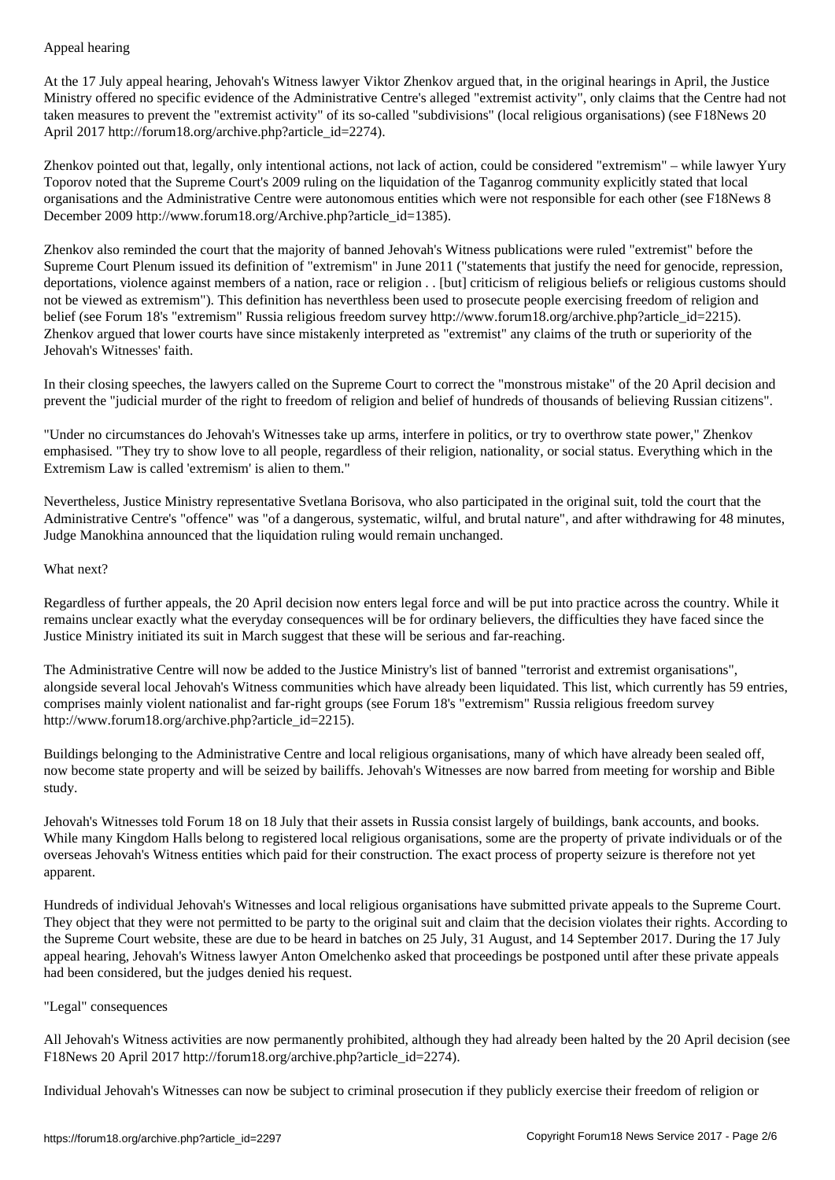## Appeal hearing

At the 17 July appeal hearing, Jehovah's Witness lawyer Viktor Zhenkov argued that, in the original hearings in April, the Justice Ministry offered no specific evidence of the Administrative Centre's alleged "extremist activity", only claims that the Centre had not taken measures to prevent the "extremist activity" of its so-called "subdivisions" (local religious organisations) (see F18News 20 April 2017 http://forum18.org/archive.php?article_id=2274).

Zhenkov pointed out that, legally, only intentional actions, not lack of action, could be considered "extremism" – while lawyer Yury Toporov noted that the Supreme Court's 2009 ruling on the liquidation of the Taganrog community explicitly stated that local organisations and the Administrative Centre were autonomous entities which were not responsible for each other (see F18News 8 December 2009 http://www.forum18.org/Archive.php?article_id=1385).

Zhenkov also reminded the court that the majority of banned Jehovah's Witness publications were ruled "extremist" before the Supreme Court Plenum issued its definition of "extremism" in June 2011 ("statements that justify the need for genocide, repression, deportations, violence against members of a nation, race or religion . . [but] criticism of religious beliefs or religious customs should not be viewed as extremism"). This definition has neverthless been used to prosecute people exercising freedom of religion and belief (see Forum 18's "extremism" Russia religious freedom survey http://www.forum18.org/archive.php?article_id=2215). Zhenkov argued that lower courts have since mistakenly interpreted as "extremist" any claims of the truth or superiority of the Jehovah's Witnesses' faith.

In their closing speeches, the lawyers called on the Supreme Court to correct the "monstrous mistake" of the 20 April decision and prevent the "judicial murder of the right to freedom of religion and belief of hundreds of thousands of believing Russian citizens".

"Under no circumstances do Jehovah's Witnesses take up arms, interfere in politics, or try to overthrow state power," Zhenkov emphasised. "They try to show love to all people, regardless of their religion, nationality, or social status. Everything which in the Extremism Law is called 'extremism' is alien to them."

Nevertheless, Justice Ministry representative Svetlana Borisova, who also participated in the original suit, told the court that the Administrative Centre's "offence" was "of a dangerous, systematic, wilful, and brutal nature", and after withdrawing for 48 minutes, Judge Manokhina announced that the liquidation ruling would remain unchanged.

## What next?

Regardless of further appeals, the 20 April decision now enters legal force and will be put into practice across the country. While it remains unclear exactly what the everyday consequences will be for ordinary believers, the difficulties they have faced since the Justice Ministry initiated its suit in March suggest that these will be serious and far-reaching.

The Administrative Centre will now be added to the Justice Ministry's list of banned "terrorist and extremist organisations", alongside several local Jehovah's Witness communities which have already been liquidated. This list, which currently has 59 entries, comprises mainly violent nationalist and far-right groups (see Forum 18's "extremism" Russia religious freedom survey http://www.forum18.org/archive.php?article_id=2215).

Buildings belonging to the Administrative Centre and local religious organisations, many of which have already been sealed off, now become state property and will be seized by bailiffs. Jehovah's Witnesses are now barred from meeting for worship and Bible study.

Jehovah's Witnesses told Forum 18 on 18 July that their assets in Russia consist largely of buildings, bank accounts, and books. While many Kingdom Halls belong to registered local religious organisations, some are the property of private individuals or of the overseas Jehovah's Witness entities which paid for their construction. The exact process of property seizure is therefore not yet apparent.

Hundreds of individual Jehovah's Witnesses and local religious organisations have submitted private appeals to the Supreme Court. They object that they were not permitted to be party to the original suit and claim that the decision violates their rights. According to the Supreme Court website, these are due to be heard in batches on 25 July, 31 August, and 14 September 2017. During the 17 July appeal hearing, Jehovah's Witness lawyer Anton Omelchenko asked that proceedings be postponed until after these private appeals had been considered, but the judges denied his request.

## "Legal" consequences

All Jehovah's Witness activities are now permanently prohibited, although they had already been halted by the 20 April decision (see F18News 20 April 2017 http://forum18.org/archive.php?article_id=2274).

Individual Jehovah's Witnesses can now be subject to criminal prosecution if they publicly exercise their freedom of religion or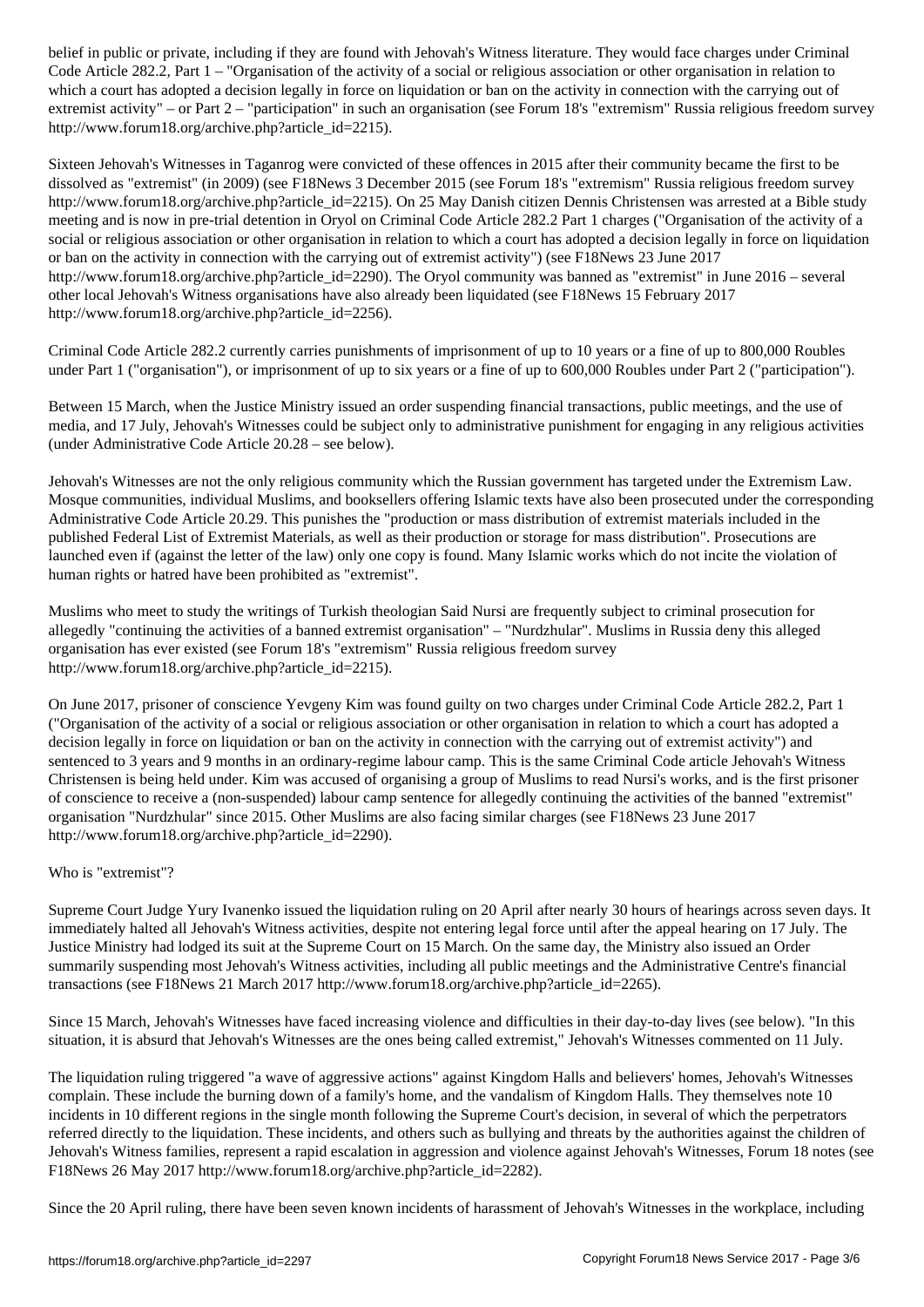belief in public or private, including if they are found with Jehovah's Witness literature. They would face charges under Criminal Code Article 282.2, Part 1 – "Organisation of the activity of a social or religious association or other organisation in relation to which a court has adopted a decision legally in force on liquidation or ban on the activity in connection with the carrying out of extremist activity" – or Part 2 – "participation" in such an organisation (see Forum 18's "extremism" Russia religious freedom survey http://www.forum18.org/archive.php?article_id=2215).

Sixteen Jehovah's Witnesses in Taganrog were convicted of these offences in 2015 after their community became the first to be dissolved as "extremist" (in 2009) (see F18News 3 December 2015 (see Forum 18's "extremism" Russia religious freedom survey http://www.forum18.org/archive.php?article_id=2215). On 25 May Danish citizen Dennis Christensen was arrested at a Bible study meeting and is now in pre-trial detention in Oryol on Criminal Code Article 282.2 Part 1 charges ("Organisation of the activity of a social or religious association or other organisation in relation to which a court has adopted a decision legally in force on liquidation or ban on the activity in connection with the carrying out of extremist activity") (see F18News 23 June 2017 http://www.forum18.org/archive.php?article_id=2290). The Oryol community was banned as "extremist" in June 2016 – several other local Jehovah's Witness organisations have also already been liquidated (see F18News 15 February 2017 http://www.forum18.org/archive.php?article_id=2256).

Criminal Code Article 282.2 currently carries punishments of imprisonment of up to 10 years or a fine of up to 800,000 Roubles under Part 1 ("organisation"), or imprisonment of up to six years or a fine of up to 600,000 Roubles under Part 2 ("participation").

Between 15 March, when the Justice Ministry issued an order suspending financial transactions, public meetings, and the use of media, and 17 July, Jehovah's Witnesses could be subject only to administrative punishment for engaging in any religious activities (under Administrative Code Article 20.28 – see below).

Jehovah's Witnesses are not the only religious community which the Russian government has targeted under the Extremism Law. Mosque communities, individual Muslims, and booksellers offering Islamic texts have also been prosecuted under the corresponding Administrative Code Article 20.29. This punishes the "production or mass distribution of extremist materials included in the published Federal List of Extremist Materials, as well as their production or storage for mass distribution". Prosecutions are launched even if (against the letter of the law) only one copy is found. Many Islamic works which do not incite the violation of human rights or hatred have been prohibited as "extremist".

Muslims who meet to study the writings of Turkish theologian Said Nursi are frequently subject to criminal prosecution for allegedly "continuing the activities of a banned extremist organisation" – "Nurdzhular". Muslims in Russia deny this alleged organisation has ever existed (see Forum 18's "extremism" Russia religious freedom survey http://www.forum18.org/archive.php?article_id=2215).

On June 2017, prisoner of conscience Yevgeny Kim was found guilty on two charges under Criminal Code Article 282.2, Part 1 ("Organisation of the activity of a social or religious association or other organisation in relation to which a court has adopted a decision legally in force on liquidation or ban on the activity in connection with the carrying out of extremist activity") and sentenced to 3 years and 9 months in an ordinary-regime labour camp. This is the same Criminal Code article Jehovah's Witness Christensen is being held under. Kim was accused of organising a group of Muslims to read Nursi's works, and is the first prisoner of conscience to receive a (non-suspended) labour camp sentence for allegedly continuing the activities of the banned "extremist" organisation "Nurdzhular" since 2015. Other Muslims are also facing similar charges (see F18News 23 June 2017 http://www.forum18.org/archive.php?article_id=2290).

## Who is "extremist"?

Supreme Court Judge Yury Ivanenko issued the liquidation ruling on 20 April after nearly 30 hours of hearings across seven days. It immediately halted all Jehovah's Witness activities, despite not entering legal force until after the appeal hearing on 17 July. The Justice Ministry had lodged its suit at the Supreme Court on 15 March. On the same day, the Ministry also issued an Order summarily suspending most Jehovah's Witness activities, including all public meetings and the Administrative Centre's financial transactions (see F18News 21 March 2017 http://www.forum18.org/archive.php?article_id=2265).

Since 15 March, Jehovah's Witnesses have faced increasing violence and difficulties in their day-to-day lives (see below). "In this situation, it is absurd that Jehovah's Witnesses are the ones being called extremist," Jehovah's Witnesses commented on 11 July.

The liquidation ruling triggered "a wave of aggressive actions" against Kingdom Halls and believers' homes, Jehovah's Witnesses complain. These include the burning down of a family's home, and the vandalism of Kingdom Halls. They themselves note 10 incidents in 10 different regions in the single month following the Supreme Court's decision, in several of which the perpetrators referred directly to the liquidation. These incidents, and others such as bullying and threats by the authorities against the children of Jehovah's Witness families, represent a rapid escalation in aggression and violence against Jehovah's Witnesses, Forum 18 notes (see F18News 26 May 2017 http://www.forum18.org/archive.php?article_id=2282).

Since the 20 April ruling, there have been seven known incidents of harassment of Jehovah's Witnesses in the workplace, including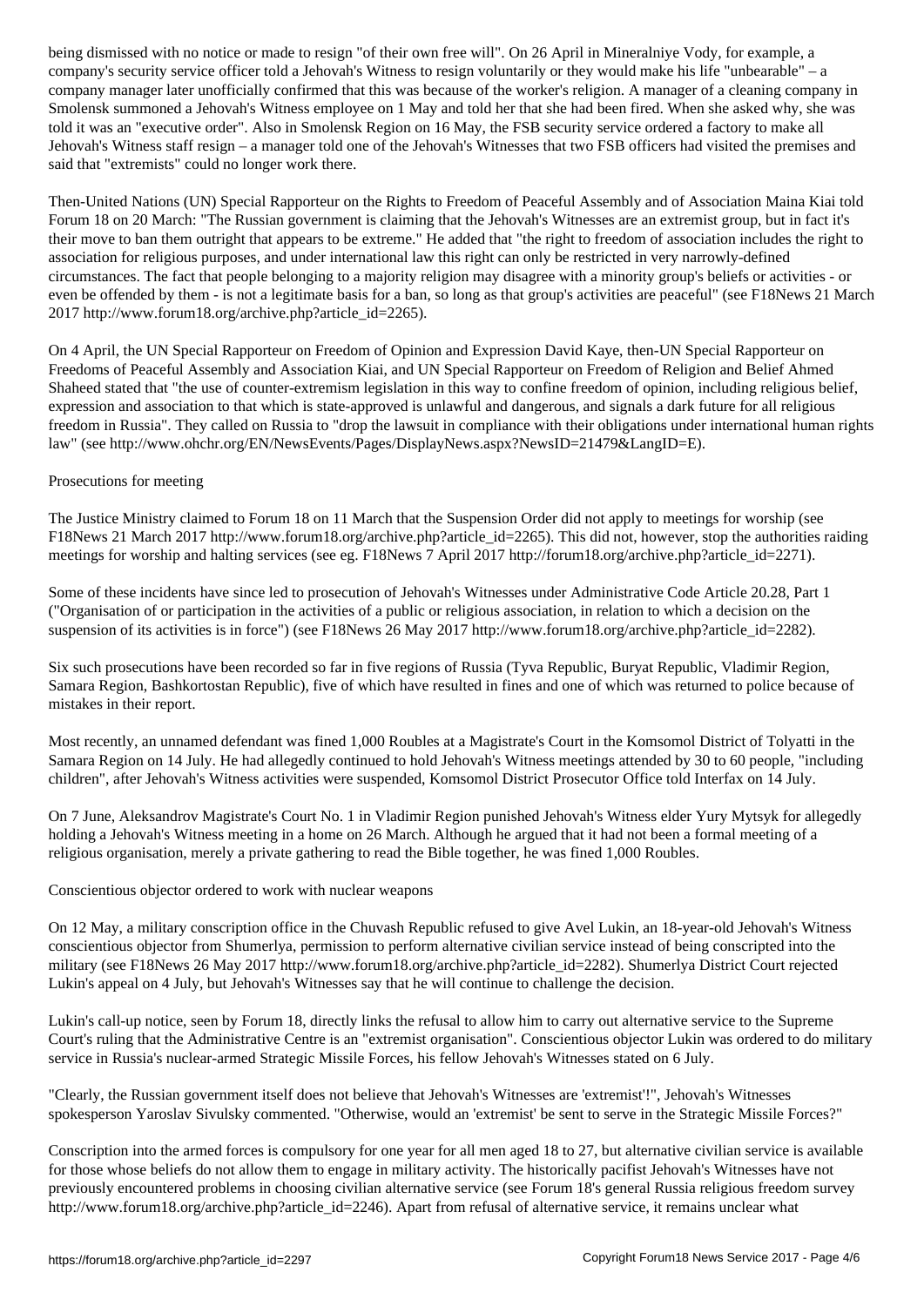being dismissed with no notice or made to resign "of their own free will". On 26 April in Mineralniye Vody, for example, a company's security service officer told a Jehovah's Witness to resign voluntarily or they would make his life "unbearable" – a company manager later unofficially confirmed that this was because of the worker's religion. A manager of a cleaning company in Smolensk summoned a Jehovah's Witness employee on 1 May and told her that she had been fired. When she asked why, she was told it was an "executive order". Also in Smolensk Region on 16 May, the FSB security service ordered a factory to make all Jehovah's Witness staff resign – a manager told one of the Jehovah's Witnesses that two FSB officers had visited the premises and said that "extremists" could no longer work there.

Then-United Nations (UN) Special Rapporteur on the Rights to Freedom of Peaceful Assembly and of Association Maina Kiai told Forum 18 on 20 March: "The Russian government is claiming that the Jehovah's Witnesses are an extremist group, but in fact it's their move to ban them outright that appears to be extreme." He added that "the right to freedom of association includes the right to association for religious purposes, and under international law this right can only be restricted in very narrowly-defined circumstances. The fact that people belonging to a majority religion may disagree with a minority group's beliefs or activities - or even be offended by them - is not a legitimate basis for a ban, so long as that group's activities are peaceful" (see F18News 21 March 2017 http://www.forum18.org/archive.php?article_id=2265).

On 4 April, the UN Special Rapporteur on Freedom of Opinion and Expression David Kaye, then-UN Special Rapporteur on Freedoms of Peaceful Assembly and Association Kiai, and UN Special Rapporteur on Freedom of Religion and Belief Ahmed Shaheed stated that "the use of counter-extremism legislation in this way to confine freedom of opinion, including religious belief, expression and association to that which is state-approved is unlawful and dangerous, and signals a dark future for all religious freedom in Russia". They called on Russia to "drop the lawsuit in compliance with their obligations under international human rights law" (see http://www.ohchr.org/EN/NewsEvents/Pages/DisplayNews.aspx?NewsID=21479&LangID=E).

Prosecutions for meeting

The Justice Ministry claimed to Forum 18 on 11 March that the Suspension Order did not apply to meetings for worship (see F18News 21 March 2017 http://www.forum18.org/archive.php?article_id=2265). This did not, however, stop the authorities raiding meetings for worship and halting services (see eg. F18News 7 April 2017 http://forum18.org/archive.php?article_id=2271).

Some of these incidents have since led to prosecution of Jehovah's Witnesses under Administrative Code Article 20.28, Part 1 ("Organisation of or participation in the activities of a public or religious association, in relation to which a decision on the suspension of its activities is in force") (see F18News 26 May 2017 http://www.forum18.org/archive.php?article_id=2282).

Six such prosecutions have been recorded so far in five regions of Russia (Tyva Republic, Buryat Republic, Vladimir Region, Samara Region, Bashkortostan Republic), five of which have resulted in fines and one of which was returned to police because of mistakes in their report.

Most recently, an unnamed defendant was fined 1,000 Roubles at a Magistrate's Court in the Komsomol District of Tolyatti in the Samara Region on 14 July. He had allegedly continued to hold Jehovah's Witness meetings attended by 30 to 60 people, "including children", after Jehovah's Witness activities were suspended, Komsomol District Prosecutor Office told Interfax on 14 July.

On 7 June, Aleksandrov Magistrate's Court No. 1 in Vladimir Region punished Jehovah's Witness elder Yury Mytsyk for allegedly holding a Jehovah's Witness meeting in a home on 26 March. Although he argued that it had not been a formal meeting of a religious organisation, merely a private gathering to read the Bible together, he was fined 1,000 Roubles.

Conscientious objector ordered to work with nuclear weapons

On 12 May, a military conscription office in the Chuvash Republic refused to give Avel Lukin, an 18-year-old Jehovah's Witness conscientious objector from Shumerlya, permission to perform alternative civilian service instead of being conscripted into the military (see F18News 26 May 2017 http://www.forum18.org/archive.php?article_id=2282). Shumerlya District Court rejected Lukin's appeal on 4 July, but Jehovah's Witnesses say that he will continue to challenge the decision.

Lukin's call-up notice, seen by Forum 18, directly links the refusal to allow him to carry out alternative service to the Supreme Court's ruling that the Administrative Centre is an "extremist organisation". Conscientious objector Lukin was ordered to do military service in Russia's nuclear-armed Strategic Missile Forces, his fellow Jehovah's Witnesses stated on 6 July.

"Clearly, the Russian government itself does not believe that Jehovah's Witnesses are 'extremist'!", Jehovah's Witnesses spokesperson Yaroslav Sivulsky commented. "Otherwise, would an 'extremist' be sent to serve in the Strategic Missile Forces?"

Conscription into the armed forces is compulsory for one year for all men aged 18 to 27, but alternative civilian service is available for those whose beliefs do not allow them to engage in military activity. The historically pacifist Jehovah's Witnesses have not previously encountered problems in choosing civilian alternative service (see Forum 18's general Russia religious freedom survey http://www.forum18.org/archive.php?article_id=2246). Apart from refusal of alternative service, it remains unclear what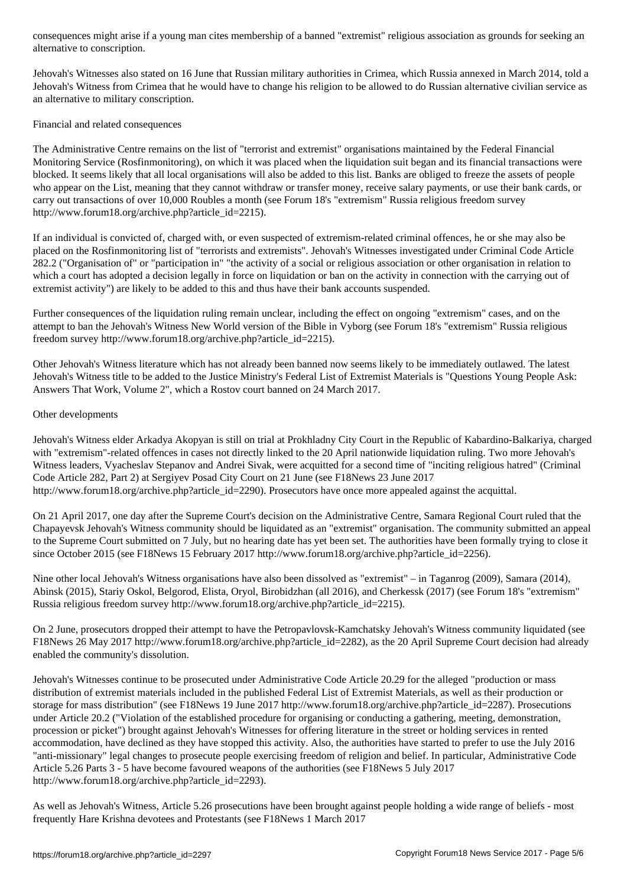consequences might arise if a young man cites membership of a banned "extremist" religious association as grounds for seeking an alternative to conscription.

Jehovah's Witnesses also stated on 16 June that Russian military authorities in Crimea, which Russia annexed in March 2014, told a Jehovah's Witness from Crimea that he would have to change his religion to be allowed to do Russian alternative civilian service as an alternative to military conscription.

Financial and related consequences

The Administrative Centre remains on the list of "terrorist and extremist" organisations maintained by the Federal Financial Monitoring Service (Rosfinmonitoring), on which it was placed when the liquidation suit began and its financial transactions were blocked. It seems likely that all local organisations will also be added to this list. Banks are obliged to freeze the assets of people who appear on the List, meaning that they cannot withdraw or transfer money, receive salary payments, or use their bank cards, or carry out transactions of over 10,000 Roubles a month (see Forum 18's "extremism" Russia religious freedom survey http://www.forum18.org/archive.php?article_id=2215).

If an individual is convicted of, charged with, or even suspected of extremism-related criminal offences, he or she may also be placed on the Rosfinmonitoring list of "terrorists and extremists". Jehovah's Witnesses investigated under Criminal Code Article 282.2 ("Organisation of" or "participation in" "the activity of a social or religious association or other organisation in relation to which a court has adopted a decision legally in force on liquidation or ban on the activity in connection with the carrying out of extremist activity") are likely to be added to this and thus have their bank accounts suspended.

Further consequences of the liquidation ruling remain unclear, including the effect on ongoing "extremism" cases, and on the attempt to ban the Jehovah's Witness New World version of the Bible in Vyborg (see Forum 18's "extremism" Russia religious freedom survey http://www.forum18.org/archive.php?article_id=2215).

Other Jehovah's Witness literature which has not already been banned now seems likely to be immediately outlawed. The latest Jehovah's Witness title to be added to the Justice Ministry's Federal List of Extremist Materials is "Questions Young People Ask: Answers That Work, Volume 2", which a Rostov court banned on 24 March 2017.

Other developments

Jehovah's Witness elder Arkadya Akopyan is still on trial at Prokhladny City Court in the Republic of Kabardino-Balkariya, charged with "extremism"-related offences in cases not directly linked to the 20 April nationwide liquidation ruling. Two more Jehovah's Witness leaders, Vyacheslav Stepanov and Andrei Sivak, were acquitted for a second time of "inciting religious hatred" (Criminal Code Article 282, Part 2) at Sergiyev Posad City Court on 21 June (see F18News 23 June 2017 http://www.forum18.org/archive.php?article_id=2290). Prosecutors have once more appealed against the acquittal.

On 21 April 2017, one day after the Supreme Court's decision on the Administrative Centre, Samara Regional Court ruled that the Chapayevsk Jehovah's Witness community should be liquidated as an "extremist" organisation. The community submitted an appeal to the Supreme Court submitted on 7 July, but no hearing date has yet been set. The authorities have been formally trying to close it since October 2015 (see F18News 15 February 2017 http://www.forum18.org/archive.php?article_id=2256).

Nine other local Jehovah's Witness organisations have also been dissolved as "extremist" – in Taganrog (2009), Samara (2014), Abinsk (2015), Stariy Oskol, Belgorod, Elista, Oryol, Birobidzhan (all 2016), and Cherkessk (2017) (see Forum 18's "extremism" Russia religious freedom survey http://www.forum18.org/archive.php?article_id=2215).

On 2 June, prosecutors dropped their attempt to have the Petropavlovsk-Kamchatsky Jehovah's Witness community liquidated (see F18News 26 May 2017 http://www.forum18.org/archive.php?article_id=2282), as the 20 April Supreme Court decision had already enabled the community's dissolution.

Jehovah's Witnesses continue to be prosecuted under Administrative Code Article 20.29 for the alleged "production or mass distribution of extremist materials included in the published Federal List of Extremist Materials, as well as their production or storage for mass distribution" (see F18News 19 June 2017 http://www.forum18.org/archive.php?article_id=2287). Prosecutions under Article 20.2 ("Violation of the established procedure for organising or conducting a gathering, meeting, demonstration, procession or picket") brought against Jehovah's Witnesses for offering literature in the street or holding services in rented accommodation, have declined as they have stopped this activity. Also, the authorities have started to prefer to use the July 2016 "anti-missionary" legal changes to prosecute people exercising freedom of religion and belief. In particular, Administrative Code Article 5.26 Parts 3 - 5 have become favoured weapons of the authorities (see F18News 5 July 2017 http://www.forum18.org/archive.php?article_id=2293).

As well as Jehovah's Witness, Article 5.26 prosecutions have been brought against people holding a wide range of beliefs - most frequently Hare Krishna devotees and Protestants (see F18News 1 March 2017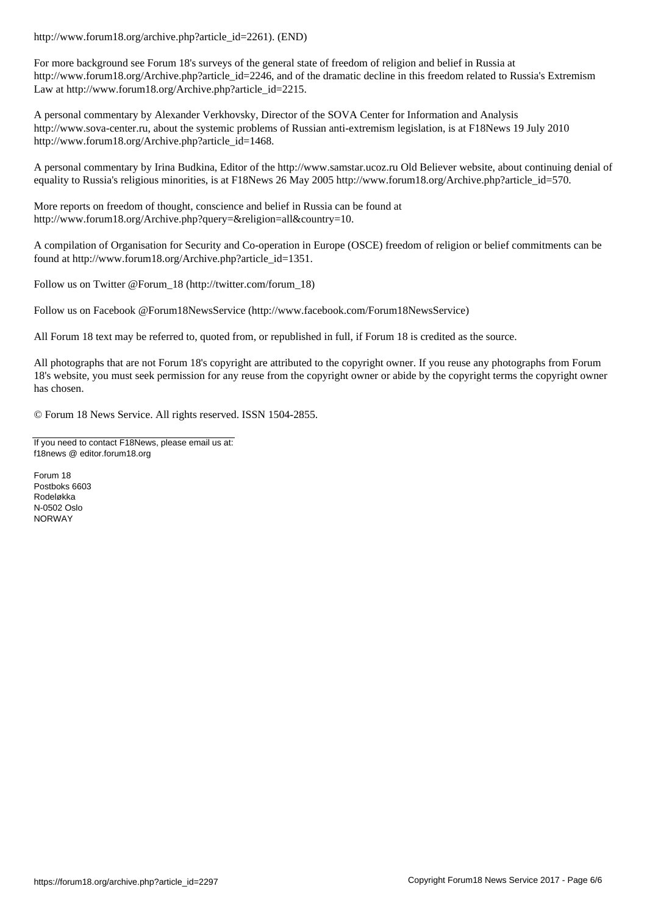http://www.forum18.org/archive.php?article_id=2261). (END)

For more background see Forum 18's surveys of the general state of freedom of religion and belief in Russia at http://www.forum18.org/Archive.php?article_id=2246, and of the dramatic decline in this freedom related to Russia's Extremism Law at http://www.forum18.org/Archive.php?article_id=2215.

A personal commentary by Alexander Verkhovsky, Director of the SOVA Center for Information and Analysis http://www.sova-center.ru, about the systemic problems of Russian anti-extremism legislation, is at F18News 19 July 2010 http://www.forum18.org/Archive.php?article_id=1468.

A personal commentary by Irina Budkina, Editor of the http://www.samstar.ucoz.ru Old Believer website, about continuing denial of equality to Russia's religious minorities, is at F18News 26 May 2005 http://www.forum18.org/Archive.php?article_id=570.

More reports on freedom of thought, conscience and belief in Russia can be found at http://www.forum18.org/Archive.php?query=&religion=all&country=10.

A compilation of Organisation for Security and Co-operation in Europe (OSCE) freedom of religion or belief commitments can be found at http://www.forum18.org/Archive.php?article_id=1351.

Follow us on Twitter @Forum_18 (http://twitter.com/forum_18)

Follow us on Facebook @Forum18NewsService (http://www.facebook.com/Forum18NewsService)

All Forum 18 text may be referred to, quoted from, or republished in full, if Forum 18 is credited as the source.

All photographs that are not Forum 18's copyright are attributed to the copyright owner. If you reuse any photographs from Forum 18's website, you must seek permission for any reuse from the copyright owner or abide by the copyright terms the copyright owner has chosen.

© Forum 18 News Service. All rights reserved. ISSN 1504-2855.

If you need to contact F18News, please email us at:
f18news @ editor.forum18.org

Forum 18
Postboks 6603
Rodeløkka
N-0502 Oslo
NORWAY